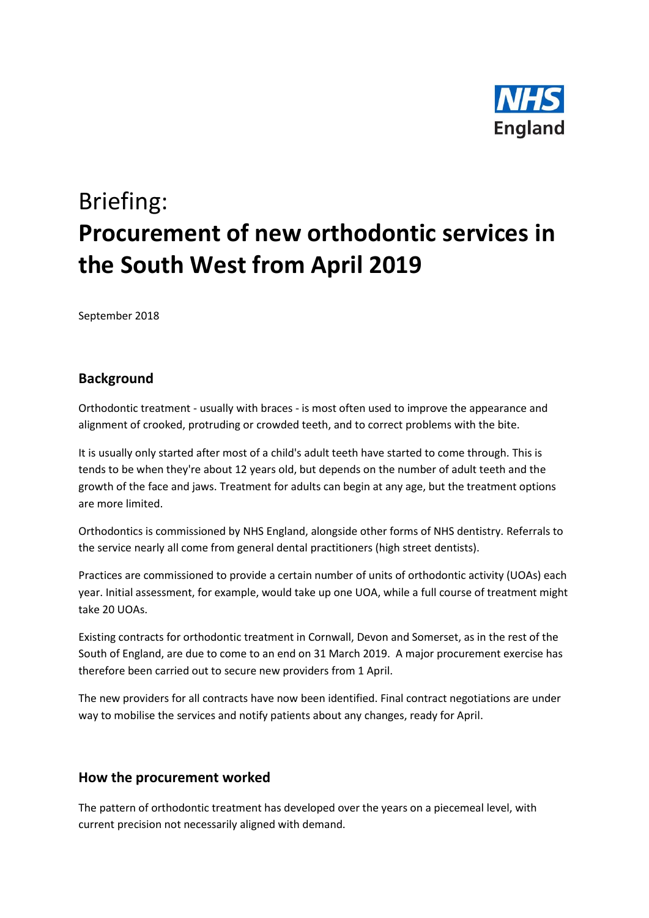NHS England

# Briefing:
# Procurement of new orthodontic services in the South West from April 2019

September 2018

## Background

Orthodontic treatment - usually with braces - is most often used to improve the appearance and alignment of crooked, protruding or crowded teeth, and to correct problems with the bite.

It is usually only started after most of a child's adult teeth have started to come through. This is tends to be when they're about 12 years old, but depends on the number of adult teeth and the growth of the face and jaws. Treatment for adults can begin at any age, but the treatment options are more limited.

Orthodontics is commissioned by NHS England, alongside other forms of NHS dentistry. Referrals to the service nearly all come from general dental practitioners (high street dentists).

Practices are commissioned to provide a certain number of units of orthodontic activity (UOAs) each year. Initial assessment, for example, would take up one UOA, while a full course of treatment might take 20 UOAs.

Existing contracts for orthodontic treatment in Cornwall, Devon and Somerset, as in the rest of the South of England, are due to come to an end on 31 March 2019. A major procurement exercise has therefore been carried out to secure new providers from 1 April.

The new providers for all contracts have now been identified. Final contract negotiations are under way to mobilise the services and notify patients about any changes, ready for April.

## How the procurement worked

The pattern of orthodontic treatment has developed over the years on a piecemeal level, with current precision not necessarily aligned with demand.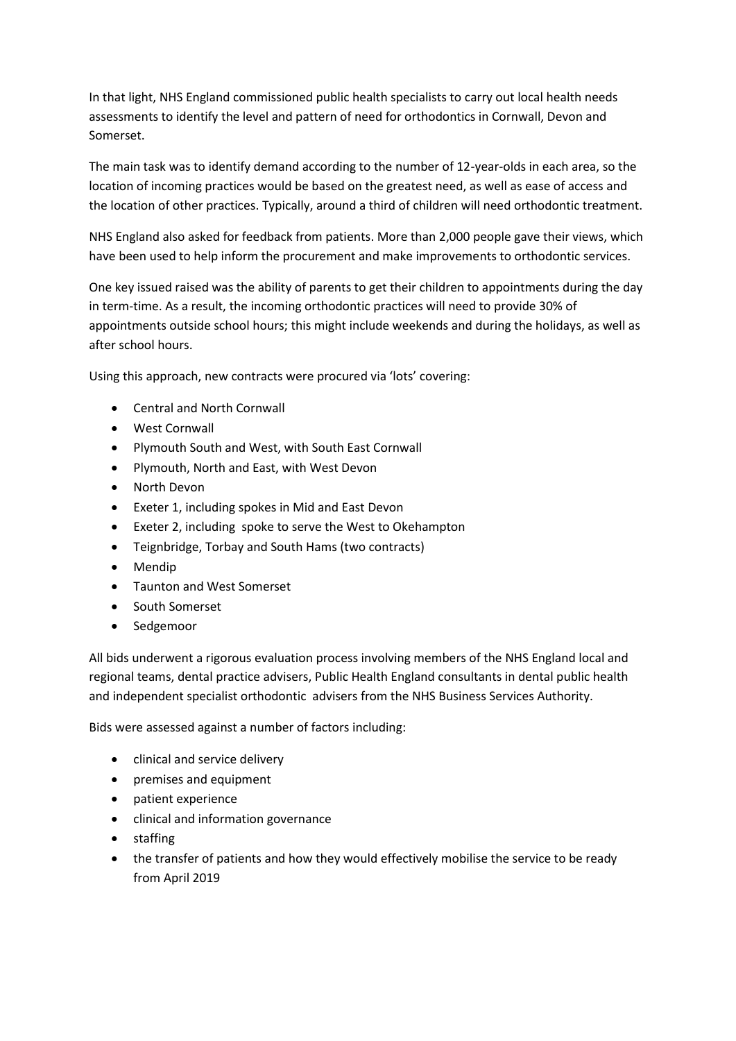In that light, NHS England commissioned public health specialists to carry out local health needs assessments to identify the level and pattern of need for orthodontics in Cornwall, Devon and Somerset.

The main task was to identify demand according to the number of 12-year-olds in each area, so the location of incoming practices would be based on the greatest need, as well as ease of access and the location of other practices. Typically, around a third of children will need orthodontic treatment.

NHS England also asked for feedback from patients. More than 2,000 people gave their views, which have been used to help inform the procurement and make improvements to orthodontic services.

One key issued raised was the ability of parents to get their children to appointments during the day in term-time. As a result, the incoming orthodontic practices will need to provide 30% of appointments outside school hours; this might include weekends and during the holidays, as well as after school hours.

Using this approach, new contracts were procured via 'lots' covering:

- Central and North Cornwall
- West Cornwall
- Plymouth South and West, with South East Cornwall
- Plymouth, North and East, with West Devon
- North Devon
- Exeter 1, including spokes in Mid and East Devon
- Exeter 2, including spoke to serve the West to Okehampton
- Teignbridge, Torbay and South Hams (two contracts)
- Mendip
- Taunton and West Somerset
- South Somerset
- Sedgemoor

All bids underwent a rigorous evaluation process involving members of the NHS England local and regional teams, dental practice advisers, Public Health England consultants in dental public health and independent specialist orthodontic advisers from the NHS Business Services Authority.

Bids were assessed against a number of factors including:

- clinical and service delivery
- premises and equipment
- patient experience
- clinical and information governance
- staffing
- the transfer of patients and how they would effectively mobilise the service to be ready from April 2019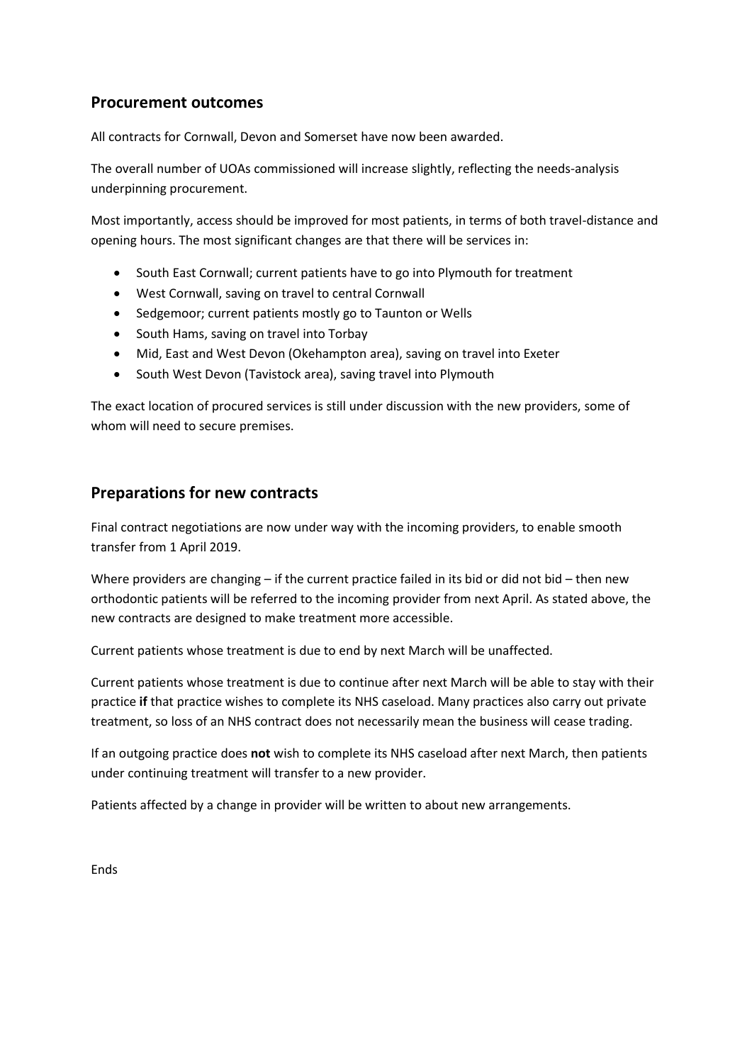## Procurement outcomes

All contracts for Cornwall, Devon and Somerset have now been awarded.

The overall number of UOAs commissioned will increase slightly, reflecting the needs-analysis underpinning procurement.

Most importantly, access should be improved for most patients, in terms of both travel-distance and opening hours. The most significant changes are that there will be services in:

- South East Cornwall; current patients have to go into Plymouth for treatment
- West Cornwall, saving on travel to central Cornwall
- Sedgemoor; current patients mostly go to Taunton or Wells
- South Hams, saving on travel into Torbay
- Mid, East and West Devon (Okehampton area), saving on travel into Exeter
- South West Devon (Tavistock area), saving travel into Plymouth

The exact location of procured services is still under discussion with the new providers, some of whom will need to secure premises.

## Preparations for new contracts

Final contract negotiations are now under way with the incoming providers, to enable smooth transfer from 1 April 2019.

Where providers are changing – if the current practice failed in its bid or did not bid – then new orthodontic patients will be referred to the incoming provider from next April. As stated above, the new contracts are designed to make treatment more accessible.

Current patients whose treatment is due to end by next March will be unaffected.

Current patients whose treatment is due to continue after next March will be able to stay with their practice **if** that practice wishes to complete its NHS caseload. Many practices also carry out private treatment, so loss of an NHS contract does not necessarily mean the business will cease trading.

If an outgoing practice does **not** wish to complete its NHS caseload after next March, then patients under continuing treatment will transfer to a new provider.

Patients affected by a change in provider will be written to about new arrangements.

Ends